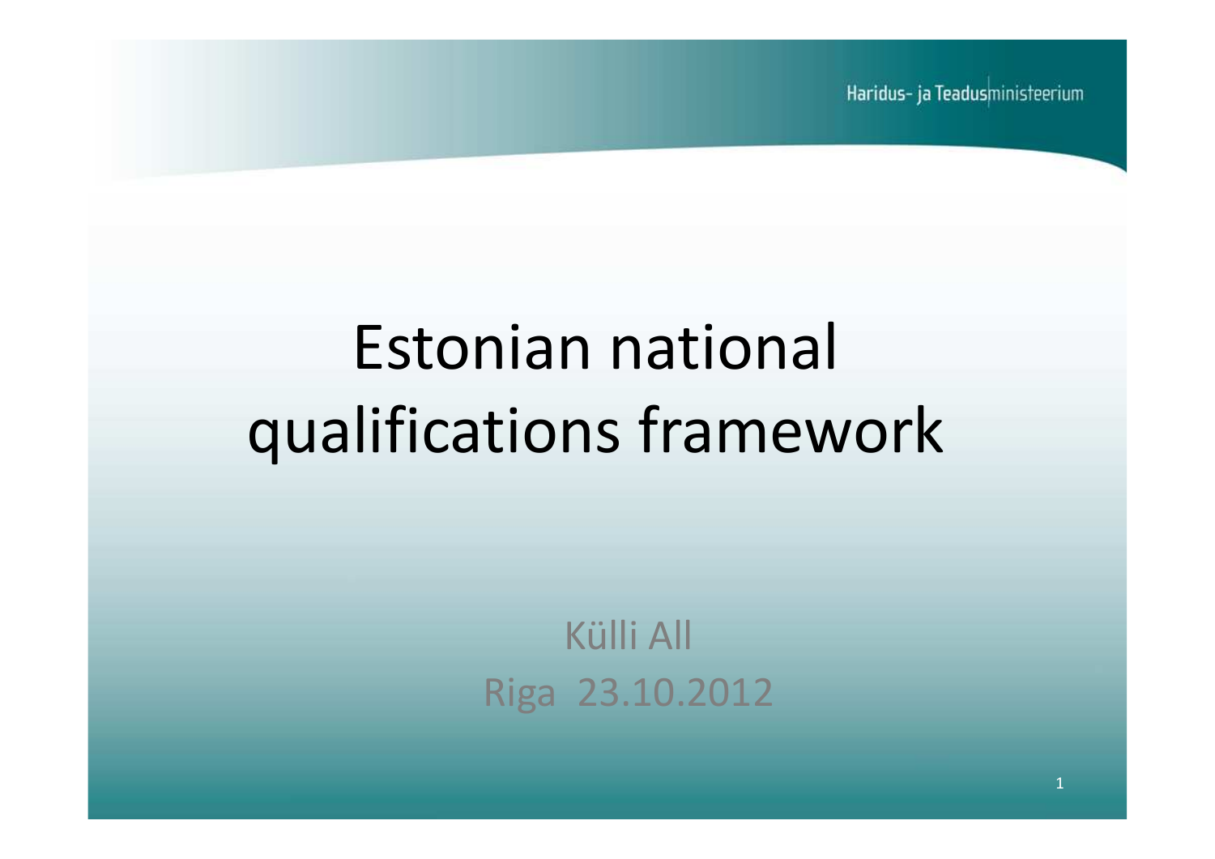Haridus- ja Teadusministeerium

# Estonian national qualifications framework

Külli All

Riga 23.10.2012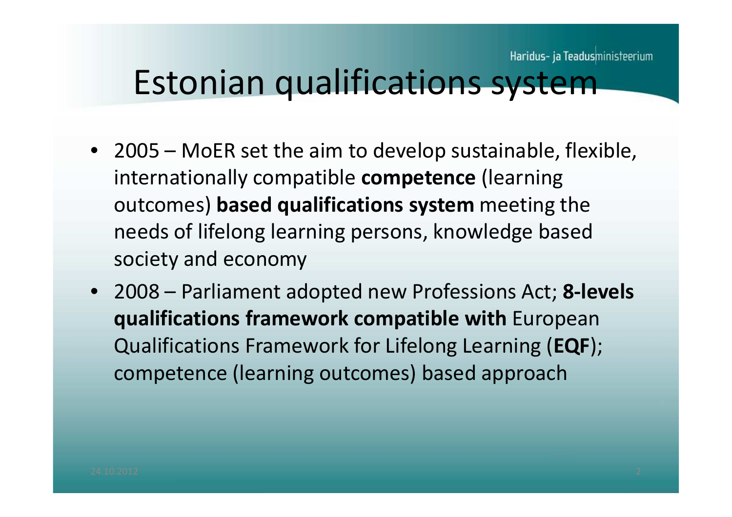# Estonian qualifications system

- 2005 – MoER set the aim to develop sustainable, flexible, internationally compatible **competence** (learning outcomes) **based qualifications system** meeting the needs of lifelong learning persons, knowledge based society and economy
- 2008 – Parliament adopted new Professions Act; **8-levels qualifications framework compatible with** European Qualifications Framework for Lifelong Learning (**EQF**); competence (learning outcomes) based approach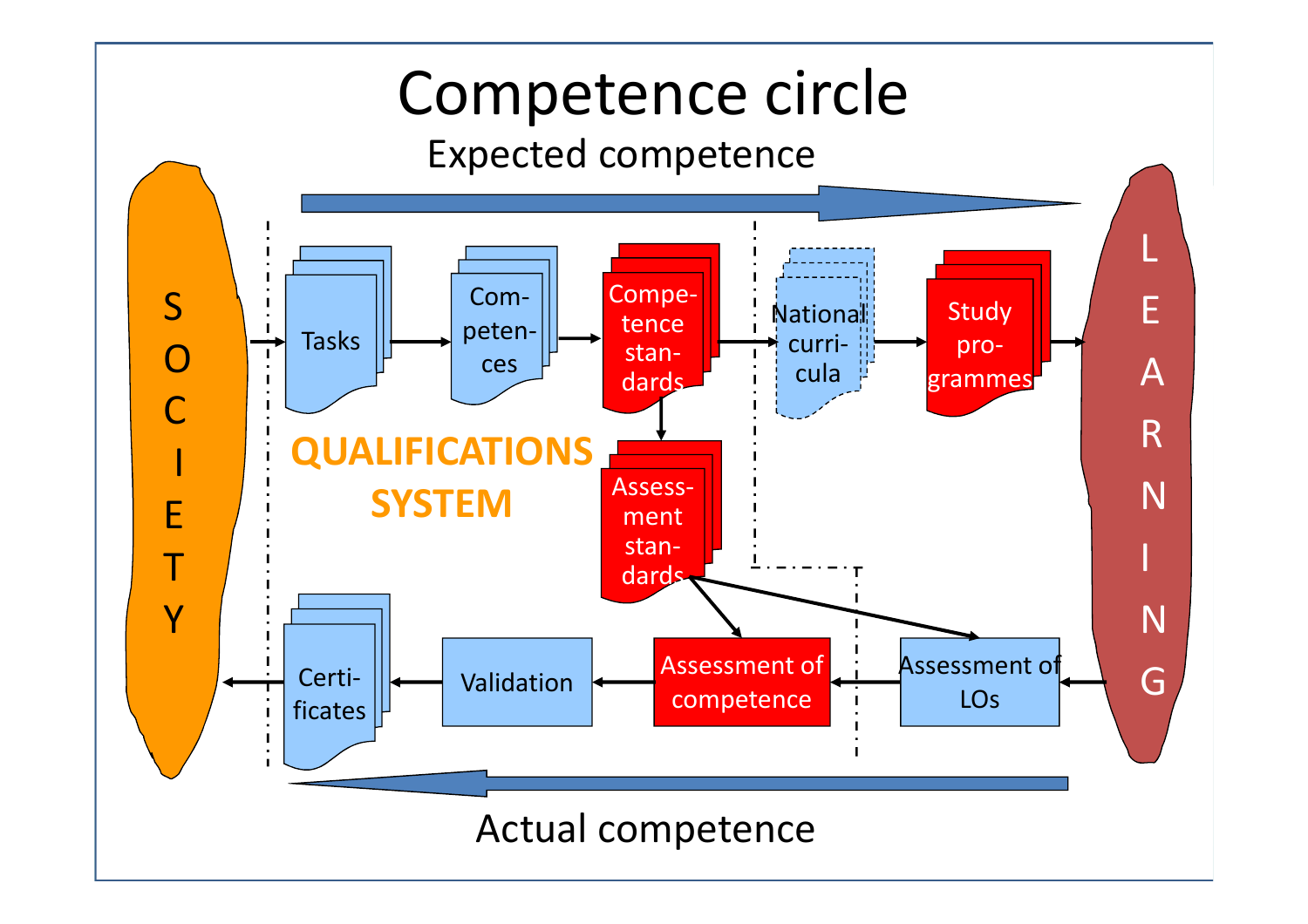# Competence circle

Expected competence

SOCIETY

Tasks → Com-peten-ces → Compe-tence stan-dards → National curri-cula → Study pro-grammes → LEARNING

QUALIFICATIONS SYSTEM

Assess-ment stan-dards

LEARNING → Assessment of LOs → Assessment of competence → Validation → Certi-ficates → SOCIETY

Actual competence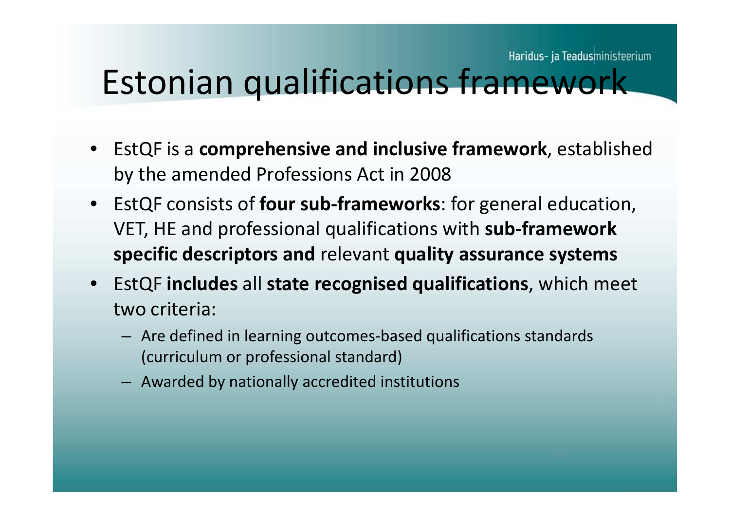# Estonian qualifications framework

- EstQF is a **comprehensive and inclusive framework**, established by the amended Professions Act in 2008
- EstQF consists of **four sub-frameworks**: for general education, VET, HE and professional qualifications with **sub-framework specific descriptors and** relevant **quality assurance systems**
- EstQF **includes** all **state recognised qualifications**, which meet two criteria:
  - Are defined in learning outcomes-based qualifications standards (curriculum or professional standard)
  - Awarded by nationally accredited institutions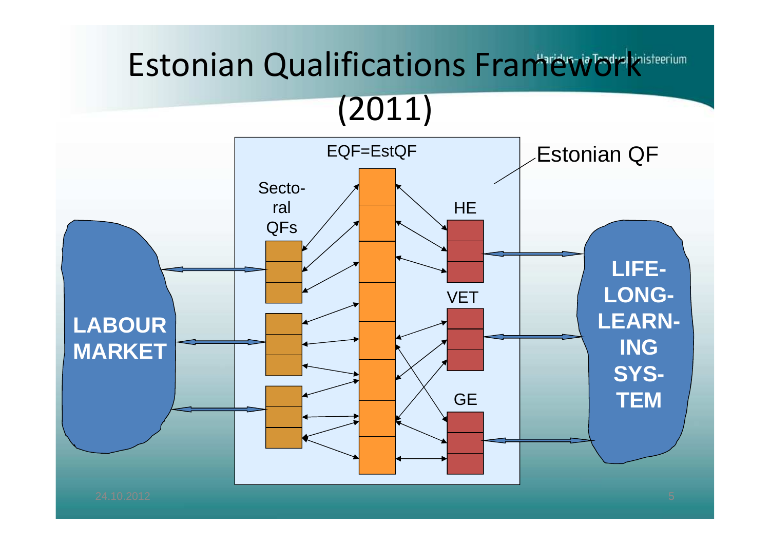# Estonian Qualifications Framework (2011)

EQF=EstQF

Estonian QF

Secto-ral QFs

HE

VET

GE

LABOUR MARKET

LIFE-LONG-LEARN-ING SYS-TEM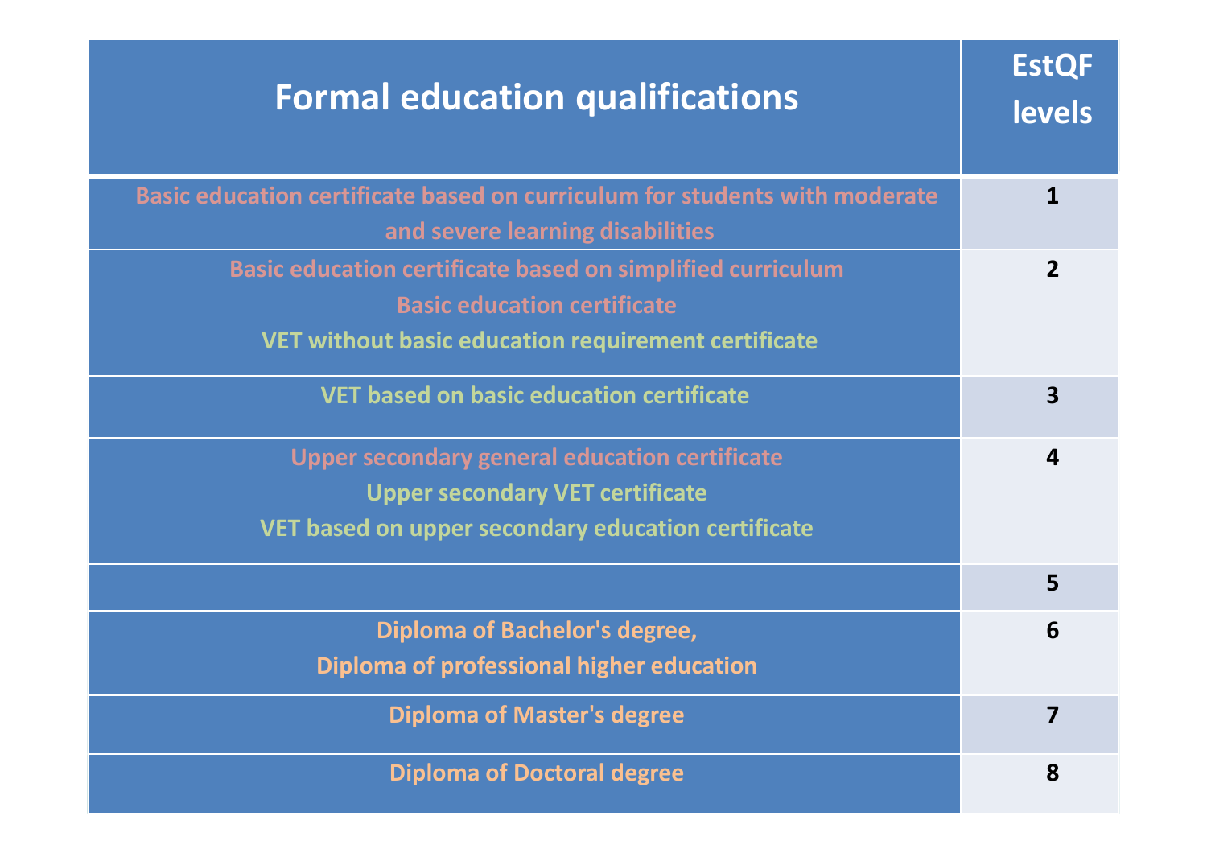| Formal education qualifications | EstQF levels |
|---|---|
| Basic education certificate based on curriculum for students with moderate and severe learning disabilities | 1 |
| Basic education certificate based on simplified curriculum<br>Basic education certificate<br>VET without basic education requirement certificate | 2 |
| VET based on basic education certificate | 3 |
| Upper secondary general education certificate<br>Upper secondary VET certificate<br>VET based on upper secondary education certificate | 4 |
| | 5 |
| Diploma of Bachelor's degree,<br>Diploma of professional higher education | 6 |
| Diploma of Master's degree | 7 |
| Diploma of Doctoral degree | 8 |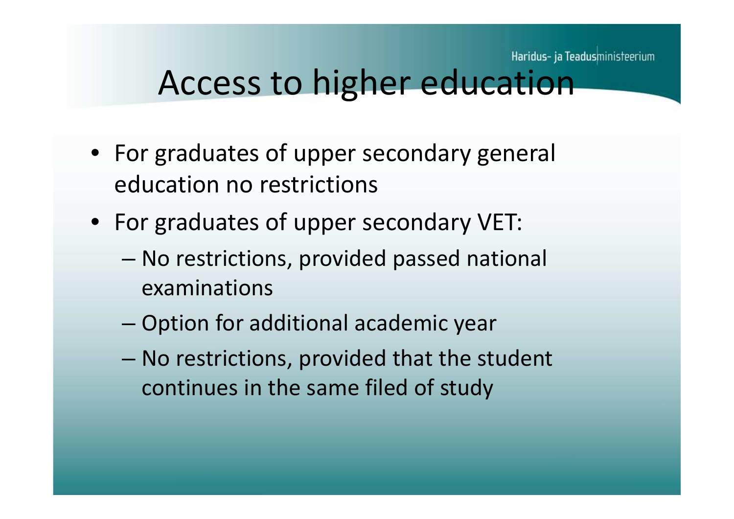# Access to higher education

- For graduates of upper secondary general education no restrictions
- For graduates of upper secondary VET:
  - No restrictions, provided passed national examinations
  - Option for additional academic year
  - No restrictions, provided that the student continues in the same filed of study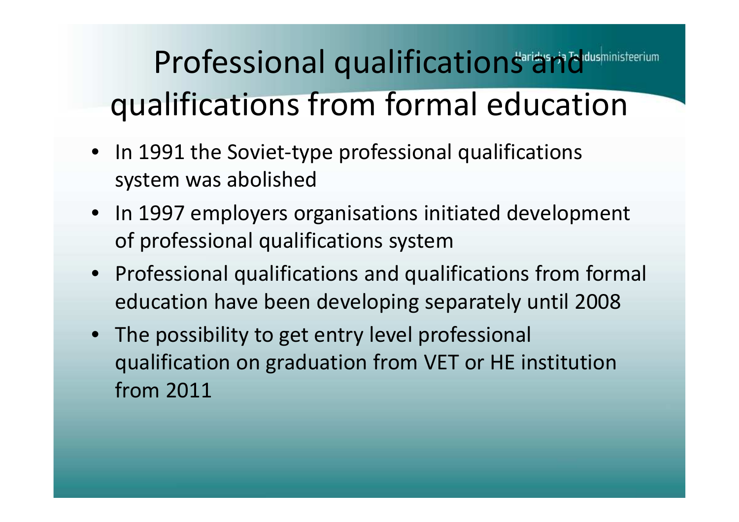# Professional qualifications and qualifications from formal education

- In 1991 the Soviet-type professional qualifications system was abolished
- In 1997 employers organisations initiated development of professional qualifications system
- Professional qualifications and qualifications from formal education have been developing separately until 2008
- The possibility to get entry level professional qualification on graduation from VET or HE institution from 2011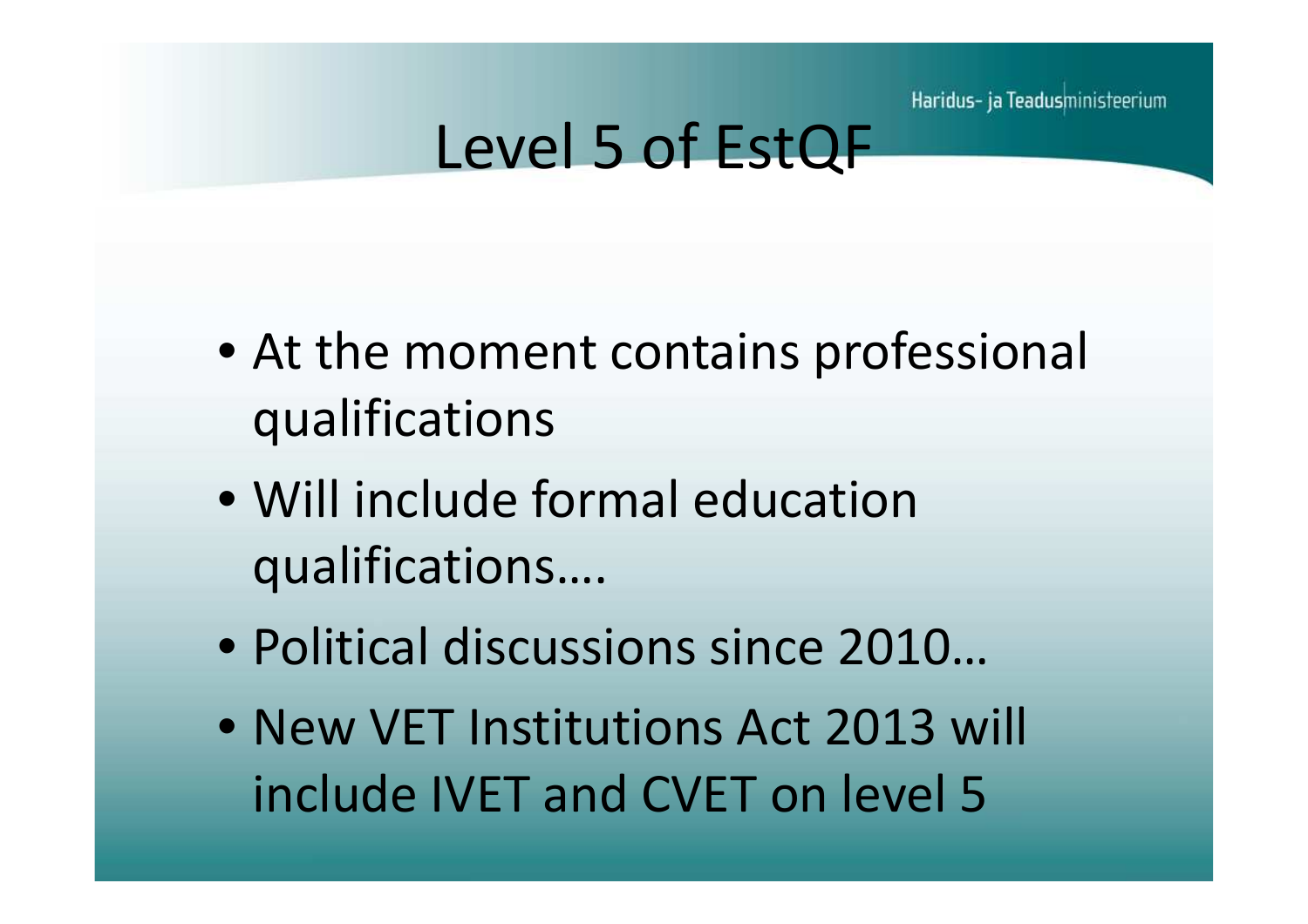# Level 5 of EstQF

- At the moment contains professional qualifications
- Will include formal education qualifications….
- Political discussions since 2010…
- New VET Institutions Act 2013 will include IVET and CVET on level 5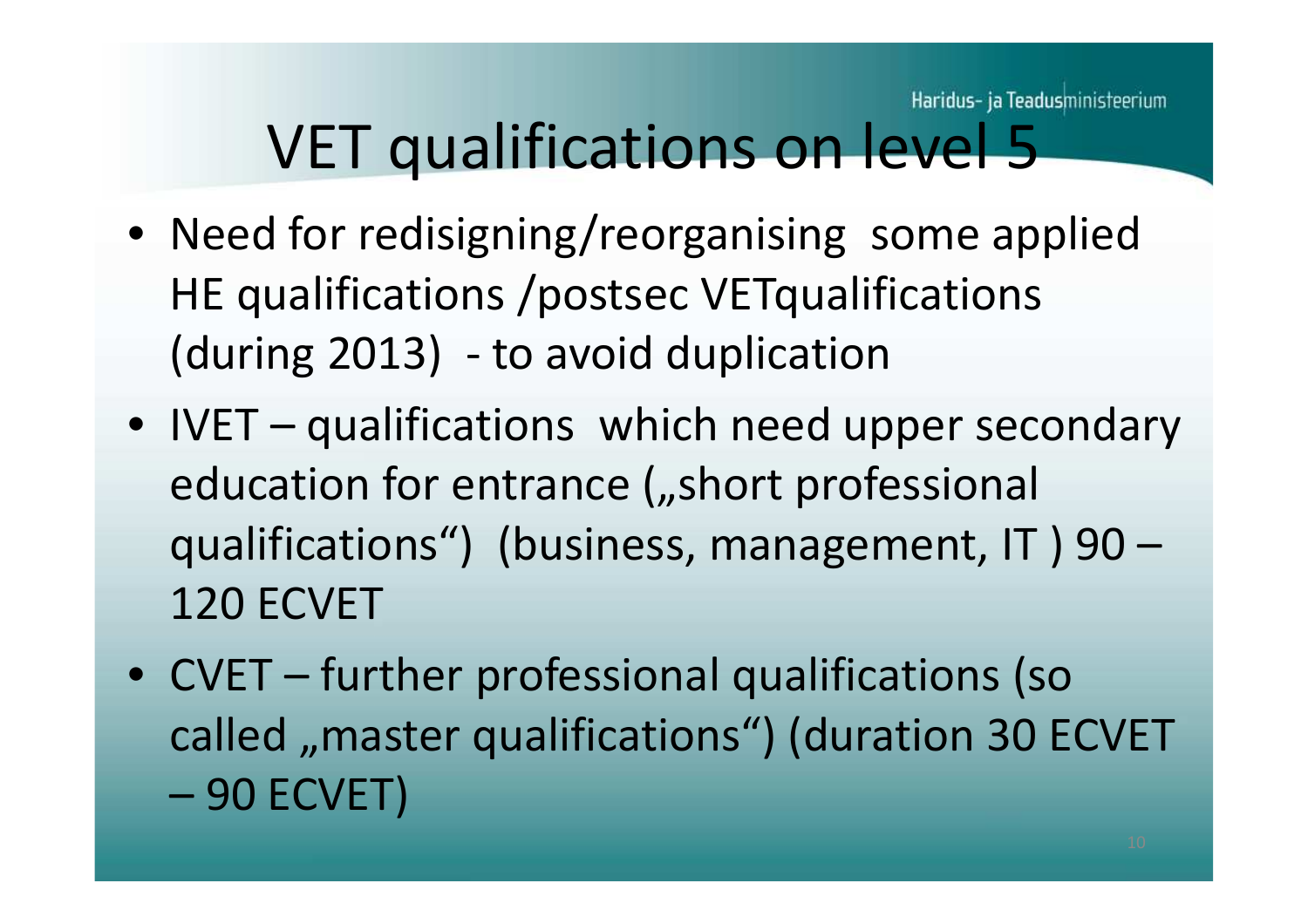# VET qualifications on level 5

- Need for redisigning/reorganising some applied HE qualifications /postsec VETqualifications (during 2013) - to avoid duplication
- IVET – qualifications which need upper secondary education for entrance („short professional qualifications") (business, management, IT ) 90 – 120 ECVET
- CVET – further professional qualifications (so called „master qualifications") (duration 30 ECVET – 90 ECVET)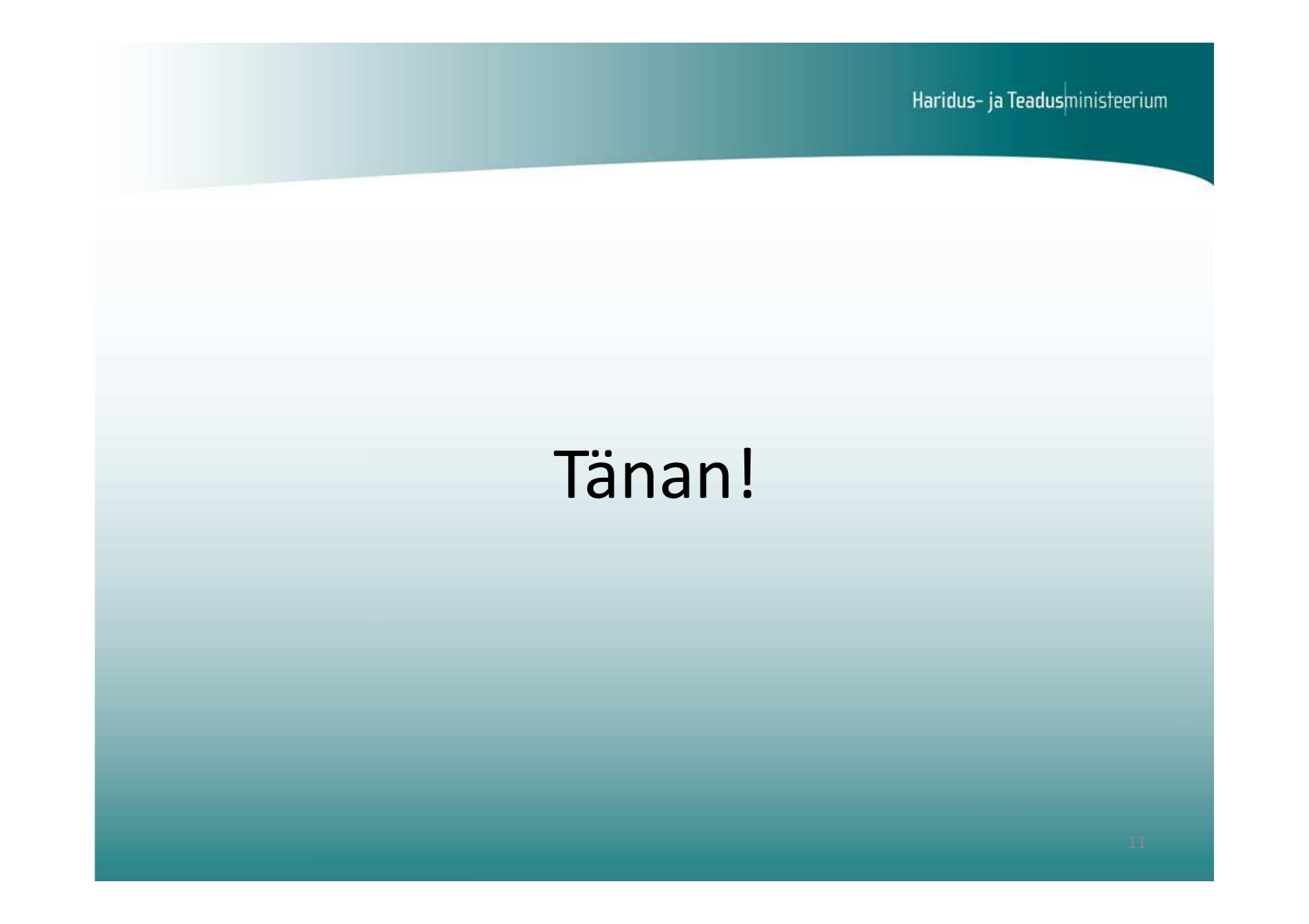# Tänan!